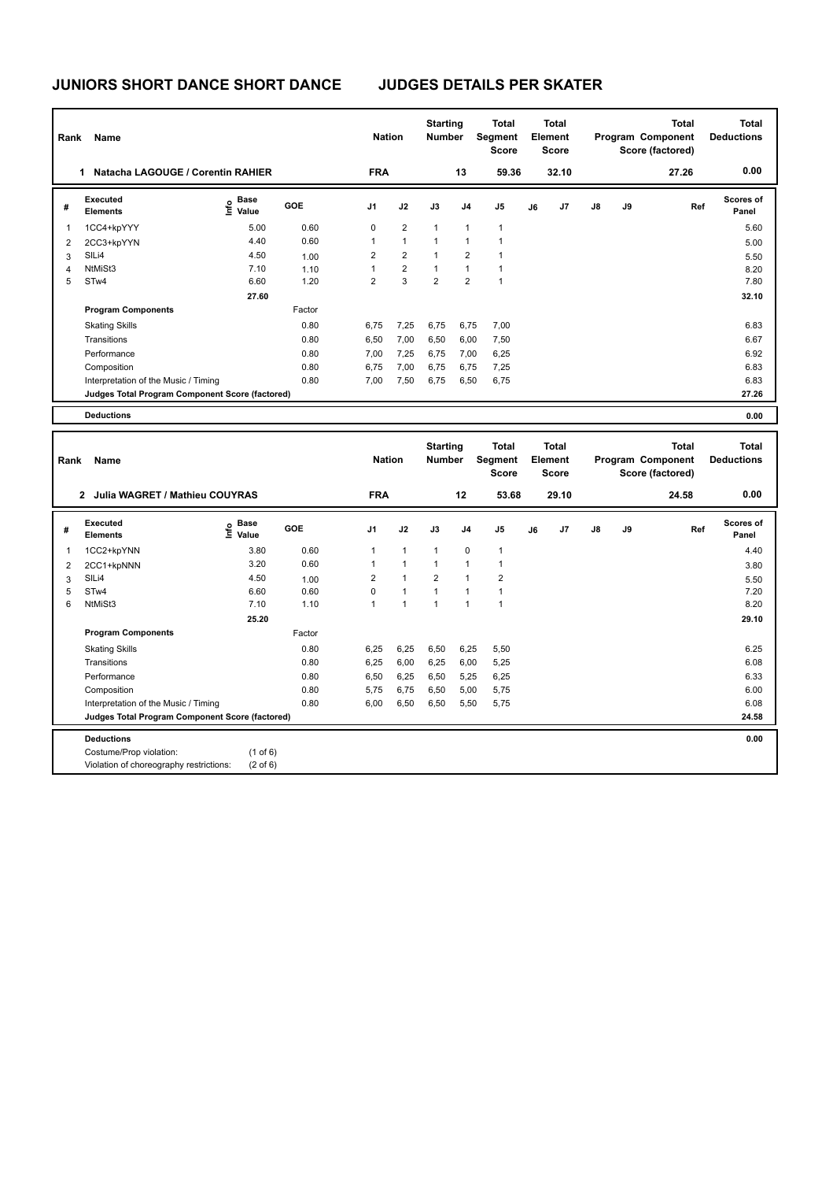# JUNIORS SHORT DANCE SHORT DANCE JUDGES DETAILS PER SKATER

| Rank | Name | Nation | Starting Number | Total Segment Score | Total Element Score | Total Program Component Score (factored) | Total Deductions |
|---|---|---|---|---|---|---|---|
| 1 | Natacha LAGOUGE / Corentin RAHIER | FRA | 13 | 59.36 | 32.10 | 27.26 | 0.00 |

| # | Executed Elements | Info | Base Value | GOE | J1 | J2 | J3 | J4 | J5 | J6 | J7 | J8 | J9 | Ref | Scores of Panel |
|---|---|---|---|---|---|---|---|---|---|---|---|---|---|---|---|
| 1 | 1CC4+kpYYY | | 5.00 | 0.60 | 0 | 2 | 1 | 1 | 1 | | | | | | 5.60 |
| 2 | 2CC3+kpYYN | | 4.40 | 0.60 | 1 | 1 | 1 | 1 | 1 | | | | | | 5.00 |
| 3 | SlLi4 | | 4.50 | 1.00 | 2 | 2 | 1 | 2 | 1 | | | | | | 5.50 |
| 4 | NtMiSt3 | | 7.10 | 1.10 | 1 | 2 | 1 | 1 | 1 | | | | | | 8.20 |
| 5 | STw4 | | 6.60 | 1.20 | 2 | 3 | 2 | 2 | 1 | | | | | | 7.80 |
| | | | 27.60 | | | | | | | | | | | | 32.10 |

| Program Components | Factor | J1 | J2 | J3 | J4 | J5 | J6 | J7 | J8 | J9 | Scores of Panel |
|---|---|---|---|---|---|---|---|---|---|---|---|
| Skating Skills | 0.80 | 6,75 | 7,25 | 6,75 | 6,75 | 7,00 | | | | | 6.83 |
| Transitions | 0.80 | 6,50 | 7,00 | 6,50 | 6,00 | 7,50 | | | | | 6.67 |
| Performance | 0.80 | 7,00 | 7,25 | 6,75 | 7,00 | 6,25 | | | | | 6.92 |
| Composition | 0.80 | 6,75 | 7,00 | 6,75 | 6,75 | 7,25 | | | | | 6.83 |
| Interpretation of the Music / Timing | 0.80 | 7,00 | 7,50 | 6,75 | 6,50 | 6,75 | | | | | 6.83 |
| Judges Total Program Component Score (factored) | | | | | | | | | | | 27.26 |

**Deductions** 0.00

| Rank | Name | Nation | Starting Number | Total Segment Score | Total Element Score | Total Program Component Score (factored) | Total Deductions |
|---|---|---|---|---|---|---|---|
| 2 | Julia WAGRET / Mathieu COUYRAS | FRA | 12 | 53.68 | 29.10 | 24.58 | 0.00 |

| # | Executed Elements | Info | Base Value | GOE | J1 | J2 | J3 | J4 | J5 | J6 | J7 | J8 | J9 | Ref | Scores of Panel |
|---|---|---|---|---|---|---|---|---|---|---|---|---|---|---|---|
| 1 | 1CC2+kpYNN | | 3.80 | 0.60 | 1 | 1 | 1 | 0 | 1 | | | | | | 4.40 |
| 2 | 2CC1+kpNNN | | 3.20 | 0.60 | 1 | 1 | 1 | 1 | 1 | | | | | | 3.80 |
| 3 | SlLi4 | | 4.50 | 1.00 | 2 | 1 | 2 | 1 | 2 | | | | | | 5.50 |
| 5 | STw4 | | 6.60 | 0.60 | 0 | 1 | 1 | 1 | 1 | | | | | | 7.20 |
| 6 | NtMiSt3 | | 7.10 | 1.10 | 1 | 1 | 1 | 1 | 1 | | | | | | 8.20 |
| | | | 25.20 | | | | | | | | | | | | 29.10 |

| Program Components | Factor | J1 | J2 | J3 | J4 | J5 | J6 | J7 | J8 | J9 | Scores of Panel |
|---|---|---|---|---|---|---|---|---|---|---|---|
| Skating Skills | 0.80 | 6,25 | 6,25 | 6,50 | 6,25 | 5,50 | | | | | 6.25 |
| Transitions | 0.80 | 6,25 | 6,00 | 6,25 | 6,00 | 5,25 | | | | | 6.08 |
| Performance | 0.80 | 6,50 | 6,25 | 6,50 | 5,25 | 6,25 | | | | | 6.33 |
| Composition | 0.80 | 5,75 | 6,75 | 6,50 | 5,00 | 5,75 | | | | | 6.00 |
| Interpretation of the Music / Timing | 0.80 | 6,00 | 6,50 | 6,50 | 5,50 | 5,75 | | | | | 6.08 |
| Judges Total Program Component Score (factored) | | | | | | | | | | | 24.58 |

**Deductions** 0.00

Costume/Prop violation: (1 of 6)

Violation of choreography restrictions: (2 of 6)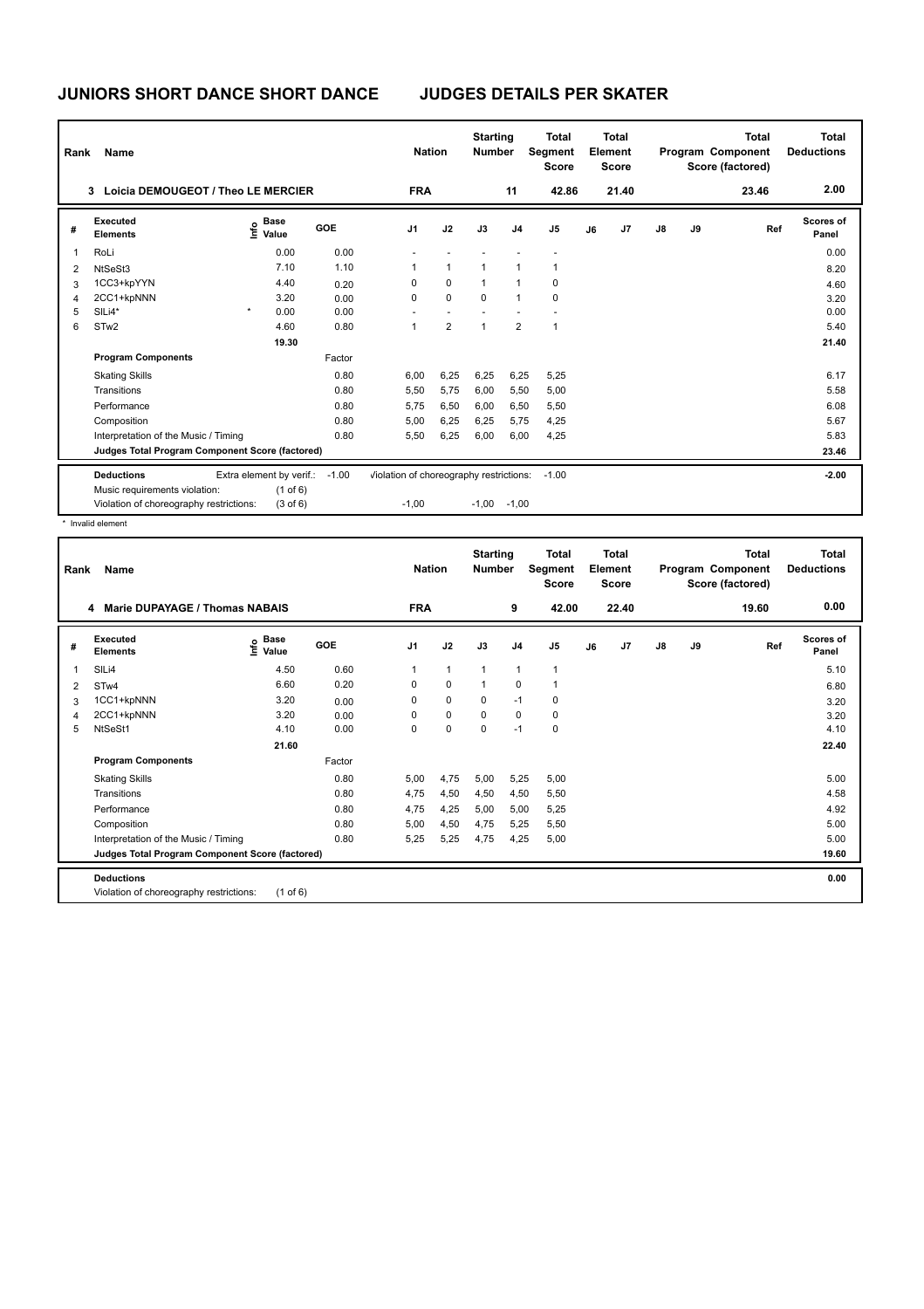# JUNIORS SHORT DANCE SHORT DANCE — JUDGES DETAILS PER SKATER

| Rank | Name | Nation | Starting Number | Total Segment Score | Total Element Score | Total Program Component Score (factored) | Total Deductions |
|---|---|---|---|---|---|---|---|
| 3 | Loicia DEMOUGEOT / Theo LE MERCIER | FRA | 11 | 42.86 | 21.40 | 23.46 | 2.00 |

| # | Executed Elements | Info | Base Value | GOE | J1 | J2 | J3 | J4 | J5 | J6 | J7 | J8 | J9 | Ref | Scores of Panel |
|---|---|---|---|---|---|---|---|---|---|---|---|---|---|---|---|
| 1 | RoLi | | 0.00 | 0.00 | - | - | - | - | - | | | | | | 0.00 |
| 2 | NtSeSt3 | | 7.10 | 1.10 | 1 | 1 | 1 | 1 | 1 | | | | | | 8.20 |
| 3 | 1CC3+kpYYN | | 4.40 | 0.20 | 0 | 0 | 1 | 1 | 0 | | | | | | 4.60 |
| 4 | 2CC1+kpNNN | | 3.20 | 0.00 | 0 | 0 | 0 | 1 | 0 | | | | | | 3.20 |
| 5 | SlLi4* | * | 0.00 | 0.00 | - | - | - | - | - | | | | | | 0.00 |
| 6 | STw2 | | 4.60 | 0.80 | 1 | 2 | 1 | 2 | 1 | | | | | | 5.40 |
| | | | 19.30 | | | | | | | | | | | | 21.40 |
| | **Program Components** | | | Factor | | | | | | | | | | | |
| | Skating Skills | | | 0.80 | 6,00 | 6,25 | 6,25 | 6,25 | 5,25 | | | | | | 6.17 |
| | Transitions | | | 0.80 | 5,50 | 5,75 | 6,00 | 5,50 | 5,00 | | | | | | 5.58 |
| | Performance | | | 0.80 | 5,75 | 6,50 | 6,00 | 6,50 | 5,50 | | | | | | 6.08 |
| | Composition | | | 0.80 | 5,00 | 6,25 | 6,25 | 5,75 | 4,25 | | | | | | 5.67 |
| | Interpretation of the Music / Timing | | | 0.80 | 5,50 | 6,25 | 6,00 | 6,00 | 4,25 | | | | | | 5.83 |
| | **Judges Total Program Component Score (factored)** | | | | | | | | | | | | | | 23.46 |

**Deductions**

| | | | |
|---|---|---|---|
| Extra element by verif.: | -1.00 | Violation of choreography restrictions: | -1.00 |
| Music requirements violation: | (1 of 6) | | |
| Violation of choreography restrictions: | (3 of 6) | J1: -1,00; J3: -1,00; J4: -1,00 | |
| **Total** | | | **-2.00** |

\* Invalid element

| Rank | Name | Nation | Starting Number | Total Segment Score | Total Element Score | Total Program Component Score (factored) | Total Deductions |
|---|---|---|---|---|---|---|---|
| 4 | Marie DUPAYAGE / Thomas NABAIS | FRA | 9 | 42.00 | 22.40 | 19.60 | 0.00 |

| # | Executed Elements | Info | Base Value | GOE | J1 | J2 | J3 | J4 | J5 | J6 | J7 | J8 | J9 | Ref | Scores of Panel |
|---|---|---|---|---|---|---|---|---|---|---|---|---|---|---|---|
| 1 | SlLi4 | | 4.50 | 0.60 | 1 | 1 | 1 | 1 | 1 | | | | | | 5.10 |
| 2 | STw4 | | 6.60 | 0.20 | 0 | 0 | 1 | 0 | 1 | | | | | | 6.80 |
| 3 | 1CC1+kpNNN | | 3.20 | 0.00 | 0 | 0 | 0 | -1 | 0 | | | | | | 3.20 |
| 4 | 2CC1+kpNNN | | 3.20 | 0.00 | 0 | 0 | 0 | 0 | 0 | | | | | | 3.20 |
| 5 | NtSeSt1 | | 4.10 | 0.00 | 0 | 0 | 0 | -1 | 0 | | | | | | 4.10 |
| | | | 21.60 | | | | | | | | | | | | 22.40 |
| | **Program Components** | | | Factor | | | | | | | | | | | |
| | Skating Skills | | | 0.80 | 5,00 | 4,75 | 5,00 | 5,25 | 5,00 | | | | | | 5.00 |
| | Transitions | | | 0.80 | 4,75 | 4,50 | 4,50 | 4,50 | 5,50 | | | | | | 4.58 |
| | Performance | | | 0.80 | 4,75 | 4,25 | 5,00 | 5,00 | 5,25 | | | | | | 4.92 |
| | Composition | | | 0.80 | 5,00 | 4,50 | 4,75 | 5,25 | 5,50 | | | | | | 5.00 |
| | Interpretation of the Music / Timing | | | 0.80 | 5,25 | 5,25 | 4,75 | 4,25 | 5,00 | | | | | | 5.00 |
| | **Judges Total Program Component Score (factored)** | | | | | | | | | | | | | | 19.60 |

**Deductions** 0.00

Violation of choreography restrictions: (1 of 6)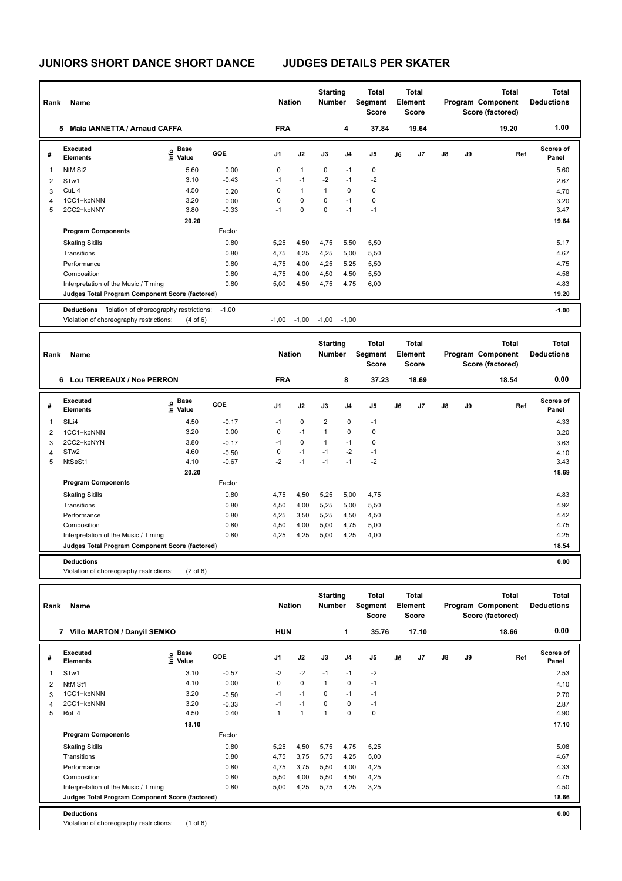# JUNIORS SHORT DANCE SHORT DANCE    JUDGES DETAILS PER SKATER

| Rank | Name | Nation | Starting Number | Total Segment Score | Total Element Score | Total Program Component Score (factored) | Total Deductions |
|---|---|---|---|---|---|---|---|
| 5 | Maia IANNETTA / Arnaud CAFFA | FRA | 4 | 37.84 | 19.64 | 19.20 | 1.00 |

| # | Executed Elements | Info | Base Value | GOE | J1 | J2 | J3 | J4 | J5 | J6 | J7 | J8 | J9 | Ref | Scores of Panel |
|---|---|---|---|---|---|---|---|---|---|---|---|---|---|---|---|
| 1 | NtMiSt2 | | 5.60 | 0.00 | 0 | 1 | 0 | -1 | 0 | | | | | | 5.60 |
| 2 | STw1 | | 3.10 | -0.43 | -1 | -1 | -2 | -1 | -2 | | | | | | 2.67 |
| 3 | CuLi4 | | 4.50 | 0.20 | 0 | 1 | 1 | 0 | 0 | | | | | | 4.70 |
| 4 | 1CC1+kpNNN | | 3.20 | 0.00 | 0 | 0 | 0 | -1 | 0 | | | | | | 3.20 |
| 5 | 2CC2+kpNNY | | 3.80 | -0.33 | -1 | 0 | 0 | -1 | -1 | | | | | | 3.47 |
| | | | 20.20 | | | | | | | | | | | | 19.64 |
| | **Program Components** | | | Factor | | | | | | | | | | | |
| | Skating Skills | | | 0.80 | 5,25 | 4,50 | 4,75 | 5,50 | 5,50 | | | | | | 5.17 |
| | Transitions | | | 0.80 | 4,75 | 4,25 | 4,25 | 5,00 | 5,50 | | | | | | 4.67 |
| | Performance | | | 0.80 | 4,75 | 4,00 | 4,25 | 5,25 | 5,50 | | | | | | 4.75 |
| | Composition | | | 0.80 | 4,75 | 4,00 | 4,50 | 4,50 | 5,50 | | | | | | 4.58 |
| | Interpretation of the Music / Timing | | | 0.80 | 5,00 | 4,50 | 4,75 | 4,75 | 6,00 | | | | | | 4.83 |
| | **Judges Total Program Component Score (factored)** | | | | | | | | | | | | | | 19.20 |
| | **Deductions** Violation of choreography restrictions: | | | -1.00 | | | | | | | | | | | -1.00 |
| | Violation of choreography restrictions: (4 of 6) | | | | -1,00 | -1,00 | -1,00 | -1,00 | | | | | | | |

| Rank | Name | Nation | Starting Number | Total Segment Score | Total Element Score | Total Program Component Score (factored) | Total Deductions |
|---|---|---|---|---|---|---|---|
| 6 | Lou TERREAUX / Noe PERRON | FRA | 8 | 37.23 | 18.69 | 18.54 | 0.00 |

| # | Executed Elements | Info | Base Value | GOE | J1 | J2 | J3 | J4 | J5 | J6 | J7 | J8 | J9 | Ref | Scores of Panel |
|---|---|---|---|---|---|---|---|---|---|---|---|---|---|---|---|
| 1 | SlLi4 | | 4.50 | -0.17 | -1 | 0 | 2 | 0 | -1 | | | | | | 4.33 |
| 2 | 1CC1+kpNNN | | 3.20 | 0.00 | 0 | -1 | 1 | 0 | 0 | | | | | | 3.20 |
| 3 | 2CC2+kpNYN | | 3.80 | -0.17 | -1 | 0 | 1 | -1 | 0 | | | | | | 3.63 |
| 4 | STw2 | | 4.60 | -0.50 | 0 | -1 | -1 | -2 | -1 | | | | | | 4.10 |
| 5 | NtSeSt1 | | 4.10 | -0.67 | -2 | -1 | -1 | -1 | -2 | | | | | | 3.43 |
| | | | 20.20 | | | | | | | | | | | | 18.69 |
| | **Program Components** | | | Factor | | | | | | | | | | | |
| | Skating Skills | | | 0.80 | 4,75 | 4,50 | 5,25 | 5,00 | 4,75 | | | | | | 4.83 |
| | Transitions | | | 0.80 | 4,50 | 4,00 | 5,25 | 5,00 | 5,50 | | | | | | 4.92 |
| | Performance | | | 0.80 | 4,25 | 3,50 | 5,25 | 4,50 | 4,50 | | | | | | 4.42 |
| | Composition | | | 0.80 | 4,50 | 4,00 | 5,00 | 4,75 | 5,00 | | | | | | 4.75 |
| | Interpretation of the Music / Timing | | | 0.80 | 4,25 | 4,25 | 5,00 | 4,25 | 4,00 | | | | | | 4.25 |
| | **Judges Total Program Component Score (factored)** | | | | | | | | | | | | | | 18.54 |
| | **Deductions** | | | | | | | | | | | | | | 0.00 |
| | Violation of choreography restrictions: (2 of 6) | | | | | | | | | | | | | | |

| Rank | Name | Nation | Starting Number | Total Segment Score | Total Element Score | Total Program Component Score (factored) | Total Deductions |
|---|---|---|---|---|---|---|---|
| 7 | Villo MARTON / Danyil SEMKO | HUN | 1 | 35.76 | 17.10 | 18.66 | 0.00 |

| # | Executed Elements | Info | Base Value | GOE | J1 | J2 | J3 | J4 | J5 | J6 | J7 | J8 | J9 | Ref | Scores of Panel |
|---|---|---|---|---|---|---|---|---|---|---|---|---|---|---|---|
| 1 | STw1 | | 3.10 | -0.57 | -2 | -2 | -1 | -1 | -2 | | | | | | 2.53 |
| 2 | NtMiSt1 | | 4.10 | 0.00 | 0 | 0 | 1 | 0 | -1 | | | | | | 4.10 |
| 3 | 1CC1+kpNNN | | 3.20 | -0.50 | -1 | -1 | 0 | -1 | -1 | | | | | | 2.70 |
| 4 | 2CC1+kpNNN | | 3.20 | -0.33 | -1 | -1 | 0 | 0 | -1 | | | | | | 2.87 |
| 5 | RoLi4 | | 4.50 | 0.40 | 1 | 1 | 1 | 0 | 0 | | | | | | 4.90 |
| | | | 18.10 | | | | | | | | | | | | 17.10 |
| | **Program Components** | | | Factor | | | | | | | | | | | |
| | Skating Skills | | | 0.80 | 5,25 | 4,50 | 5,75 | 4,75 | 5,25 | | | | | | 5.08 |
| | Transitions | | | 0.80 | 4,75 | 3,75 | 5,75 | 4,25 | 5,00 | | | | | | 4.67 |
| | Performance | | | 0.80 | 4,75 | 3,75 | 5,50 | 4,00 | 4,25 | | | | | | 4.33 |
| | Composition | | | 0.80 | 5,50 | 4,00 | 5,50 | 4,50 | 4,25 | | | | | | 4.75 |
| | Interpretation of the Music / Timing | | | 0.80 | 5,00 | 4,25 | 5,75 | 4,25 | 3,25 | | | | | | 4.50 |
| | **Judges Total Program Component Score (factored)** | | | | | | | | | | | | | | 18.66 |
| | **Deductions** | | | | | | | | | | | | | | 0.00 |
| | Violation of choreography restrictions: (1 of 6) | | | | | | | | | | | | | | |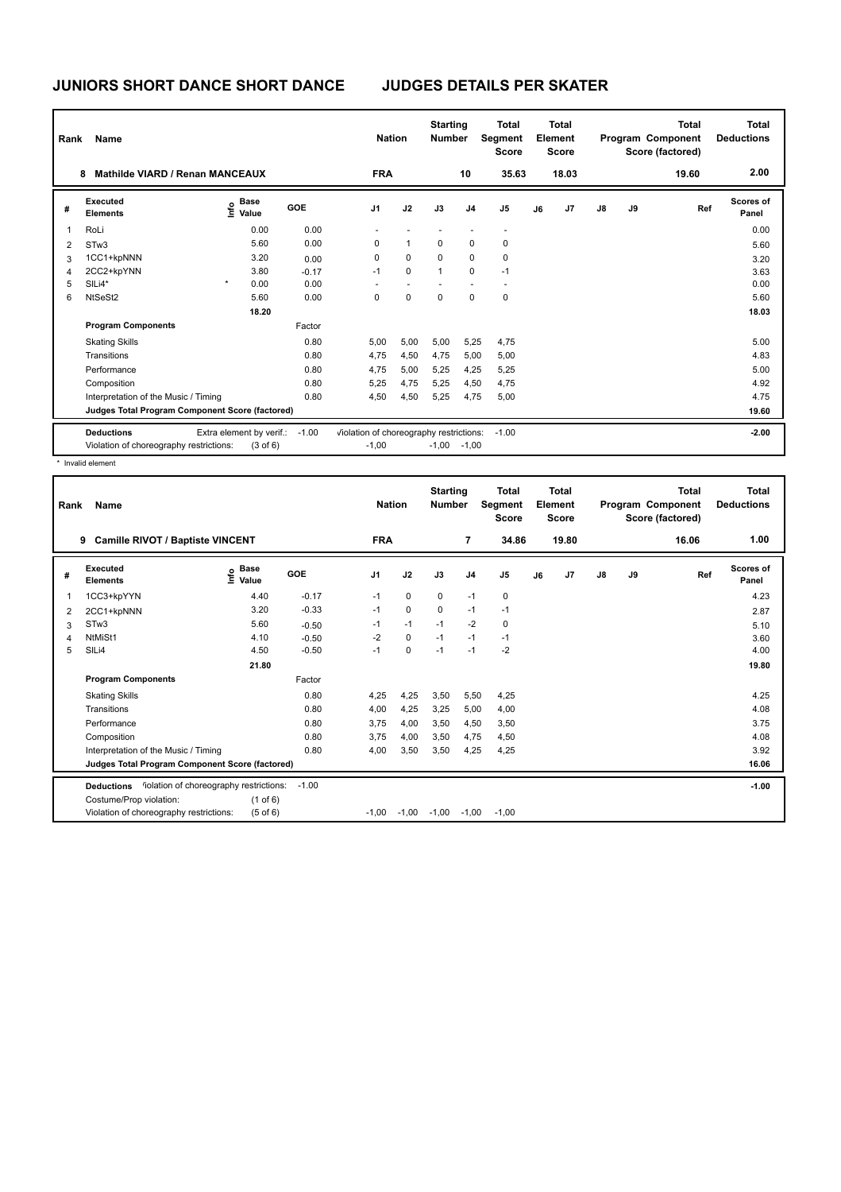# JUNIORS SHORT DANCE SHORT DANCE JUDGES DETAILS PER SKATER

| Rank | Name | Nation | Starting Number | Total Segment Score | Total Element Score | Total Program Component Score (factored) | Total Deductions |
|---|---|---|---|---|---|---|---|
| 8 | Mathilde VIARD / Renan MANCEAUX | FRA | 10 | 35.63 | 18.03 | 19.60 | 2.00 |

| # | Executed Elements | Info | Base Value | GOE | J1 | J2 | J3 | J4 | J5 | J6 | J7 | J8 | J9 | Ref | Scores of Panel |
|---|---|---|---|---|---|---|---|---|---|---|---|---|---|---|---|
| 1 | RoLi | | 0.00 | 0.00 | - | - | - | - | - | | | | | | 0.00 |
| 2 | STw3 | | 5.60 | 0.00 | 0 | 1 | 0 | 0 | 0 | | | | | | 5.60 |
| 3 | 1CC1+kpNNN | | 3.20 | 0.00 | 0 | 0 | 0 | 0 | 0 | | | | | | 3.20 |
| 4 | 2CC2+kpYNN | | 3.80 | -0.17 | -1 | 0 | 1 | 0 | -1 | | | | | | 3.63 |
| 5 | SlLi4* | * | 0.00 | 0.00 | - | - | - | - | - | | | | | | 0.00 |
| 6 | NtSeSt2 | | 5.60 | 0.00 | 0 | 0 | 0 | 0 | 0 | | | | | | 5.60 |
| | | | 18.20 | | | | | | | | | | | | 18.03 |
| | **Program Components** | | | Factor | | | | | | | | | | | |
| | Skating Skills | | | 0.80 | 5,00 | 5,00 | 5,00 | 5,25 | 4,75 | | | | | | 5.00 |
| | Transitions | | | 0.80 | 4,75 | 4,50 | 4,75 | 5,00 | 5,00 | | | | | | 4.83 |
| | Performance | | | 0.80 | 4,75 | 5,00 | 5,25 | 4,25 | 5,25 | | | | | | 5.00 |
| | Composition | | | 0.80 | 5,25 | 4,75 | 5,25 | 4,50 | 4,75 | | | | | | 4.92 |
| | Interpretation of the Music / Timing | | | 0.80 | 4,50 | 4,50 | 5,25 | 4,75 | 5,00 | | | | | | 4.75 |
| | **Judges Total Program Component Score (factored)** | | | | | | | | | | | | | | 19.60 |
| | **Deductions** Extra element by verif.: -1.00 | | | | Violation of choreography restrictions: | | | | -1.00 | | | | | | -2.00 |
| | Violation of choreography restrictions: (3 of 6) | | | | -1,00 | | -1,00 | -1,00 | | | | | | | |

\* Invalid element

| Rank | Name | Nation | Starting Number | Total Segment Score | Total Element Score | Total Program Component Score (factored) | Total Deductions |
|---|---|---|---|---|---|---|---|
| 9 | Camille RIVOT / Baptiste VINCENT | FRA | 7 | 34.86 | 19.80 | 16.06 | 1.00 |

| # | Executed Elements | Info | Base Value | GOE | J1 | J2 | J3 | J4 | J5 | J6 | J7 | J8 | J9 | Ref | Scores of Panel |
|---|---|---|---|---|---|---|---|---|---|---|---|---|---|---|---|
| 1 | 1CC3+kpYYN | | 4.40 | -0.17 | -1 | 0 | 0 | -1 | 0 | | | | | | 4.23 |
| 2 | 2CC1+kpNNN | | 3.20 | -0.33 | -1 | 0 | 0 | -1 | -1 | | | | | | 2.87 |
| 3 | STw3 | | 5.60 | -0.50 | -1 | -1 | -1 | -2 | 0 | | | | | | 5.10 |
| 4 | NtMiSt1 | | 4.10 | -0.50 | -2 | 0 | -1 | -1 | -1 | | | | | | 3.60 |
| 5 | SlLi4 | | 4.50 | -0.50 | -1 | 0 | -1 | -1 | -2 | | | | | | 4.00 |
| | | | 21.80 | | | | | | | | | | | | 19.80 |
| | **Program Components** | | | Factor | | | | | | | | | | | |
| | Skating Skills | | | 0.80 | 4,25 | 4,25 | 3,50 | 5,50 | 4,25 | | | | | | 4.25 |
| | Transitions | | | 0.80 | 4,00 | 4,25 | 3,25 | 5,00 | 4,00 | | | | | | 4.08 |
| | Performance | | | 0.80 | 3,75 | 4,00 | 3,50 | 4,50 | 3,50 | | | | | | 3.75 |
| | Composition | | | 0.80 | 3,75 | 4,00 | 3,50 | 4,75 | 4,50 | | | | | | 4.08 |
| | Interpretation of the Music / Timing | | | 0.80 | 4,00 | 3,50 | 3,50 | 4,25 | 4,25 | | | | | | 3.92 |
| | **Judges Total Program Component Score (factored)** | | | | | | | | | | | | | | 16.06 |
| | **Deductions** Violation of choreography restrictions: -1.00 | | | | | | | | | | | | | | -1.00 |
| | Costume/Prop violation: (1 of 6) | | | | | | | | | | | | | | |
| | Violation of choreography restrictions: (5 of 6) | | | | -1,00 | -1,00 | -1,00 | -1,00 | -1,00 | | | | | | |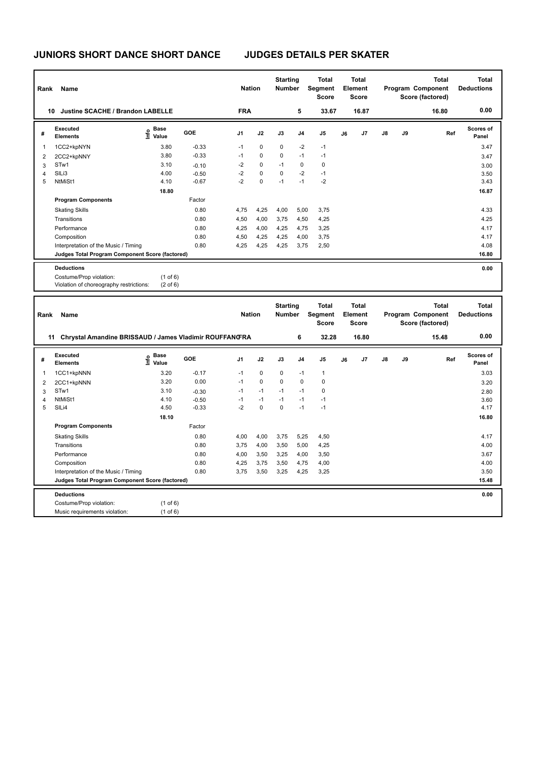# JUNIORS SHORT DANCE SHORT DANCE JUDGES DETAILS PER SKATER

| Rank | Name | Nation | Starting Number | Total Segment Score | Total Element Score | Total Program Component Score (factored) | Total Deductions |
|---|---|---|---|---|---|---|---|
| 10 | Justine SCACHE / Brandon LABELLE | FRA | 5 | 33.67 | 16.87 | 16.80 | 0.00 |

| # | Executed Elements | Info | Base Value | GOE | J1 | J2 | J3 | J4 | J5 | J6 | J7 | J8 | J9 | Ref | Scores of Panel |
|---|---|---|---|---|---|---|---|---|---|---|---|---|---|---|---|
| 1 | 1CC2+kpNYN | | 3.80 | -0.33 | -1 | 0 | 0 | -2 | -1 | | | | | | 3.47 |
| 2 | 2CC2+kpNNY | | 3.80 | -0.33 | -1 | 0 | 0 | -1 | -1 | | | | | | 3.47 |
| 3 | STw1 | | 3.10 | -0.10 | -2 | 0 | -1 | 0 | 0 | | | | | | 3.00 |
| 4 | SlLi3 | | 4.00 | -0.50 | -2 | 0 | 0 | -2 | -1 | | | | | | 3.50 |
| 5 | NtMiSt1 | | 4.10 | -0.67 | -2 | 0 | -1 | -1 | -2 | | | | | | 3.43 |
| | | | 18.80 | | | | | | | | | | | | 16.87 |
| | **Program Components** | | | Factor | | | | | | | | | | | |
| | Skating Skills | | | 0.80 | 4,75 | 4,25 | 4,00 | 5,00 | 3,75 | | | | | | 4.33 |
| | Transitions | | | 0.80 | 4,50 | 4,00 | 3,75 | 4,50 | 4,25 | | | | | | 4.25 |
| | Performance | | | 0.80 | 4,25 | 4,00 | 4,25 | 4,75 | 3,25 | | | | | | 4.17 |
| | Composition | | | 0.80 | 4,50 | 4,25 | 4,25 | 4,00 | 3,75 | | | | | | 4.17 |
| | Interpretation of the Music / Timing | | | 0.80 | 4,25 | 4,25 | 4,25 | 3,75 | 2,50 | | | | | | 4.08 |
| | **Judges Total Program Component Score (factored)** | | | | | | | | | | | | | | 16.80 |

**Deductions** 0.00

Costume/Prop violation: (1 of 6)
Violation of choreography restrictions: (2 of 6)

| Rank | Name | Nation | Starting Number | Total Segment Score | Total Element Score | Total Program Component Score (factored) | Total Deductions |
|---|---|---|---|---|---|---|---|
| 11 | Chrystal Amandine BRISSAUD / James Vladimir ROUFFANC | FRA | 6 | 32.28 | 16.80 | 15.48 | 0.00 |

| # | Executed Elements | Info | Base Value | GOE | J1 | J2 | J3 | J4 | J5 | J6 | J7 | J8 | J9 | Ref | Scores of Panel |
|---|---|---|---|---|---|---|---|---|---|---|---|---|---|---|---|
| 1 | 1CC1+kpNNN | | 3.20 | -0.17 | -1 | 0 | 0 | -1 | 1 | | | | | | 3.03 |
| 2 | 2CC1+kpNNN | | 3.20 | 0.00 | -1 | 0 | 0 | 0 | 0 | | | | | | 3.20 |
| 3 | STw1 | | 3.10 | -0.30 | -1 | -1 | -1 | -1 | 0 | | | | | | 2.80 |
| 4 | NtMiSt1 | | 4.10 | -0.50 | -1 | -1 | -1 | -1 | -1 | | | | | | 3.60 |
| 5 | SlLi4 | | 4.50 | -0.33 | -2 | 0 | 0 | -1 | -1 | | | | | | 4.17 |
| | | | 18.10 | | | | | | | | | | | | 16.80 |
| | **Program Components** | | | Factor | | | | | | | | | | | |
| | Skating Skills | | | 0.80 | 4,00 | 4,00 | 3,75 | 5,25 | 4,50 | | | | | | 4.17 |
| | Transitions | | | 0.80 | 3,75 | 4,00 | 3,50 | 5,00 | 4,25 | | | | | | 4.00 |
| | Performance | | | 0.80 | 4,00 | 3,50 | 3,25 | 4,00 | 3,50 | | | | | | 3.67 |
| | Composition | | | 0.80 | 4,25 | 3,75 | 3,50 | 4,75 | 4,00 | | | | | | 4.00 |
| | Interpretation of the Music / Timing | | | 0.80 | 3,75 | 3,50 | 3,25 | 4,25 | 3,25 | | | | | | 3.50 |
| | **Judges Total Program Component Score (factored)** | | | | | | | | | | | | | | 15.48 |

**Deductions** 0.00

Costume/Prop violation: (1 of 6)
Music requirements violation: (1 of 6)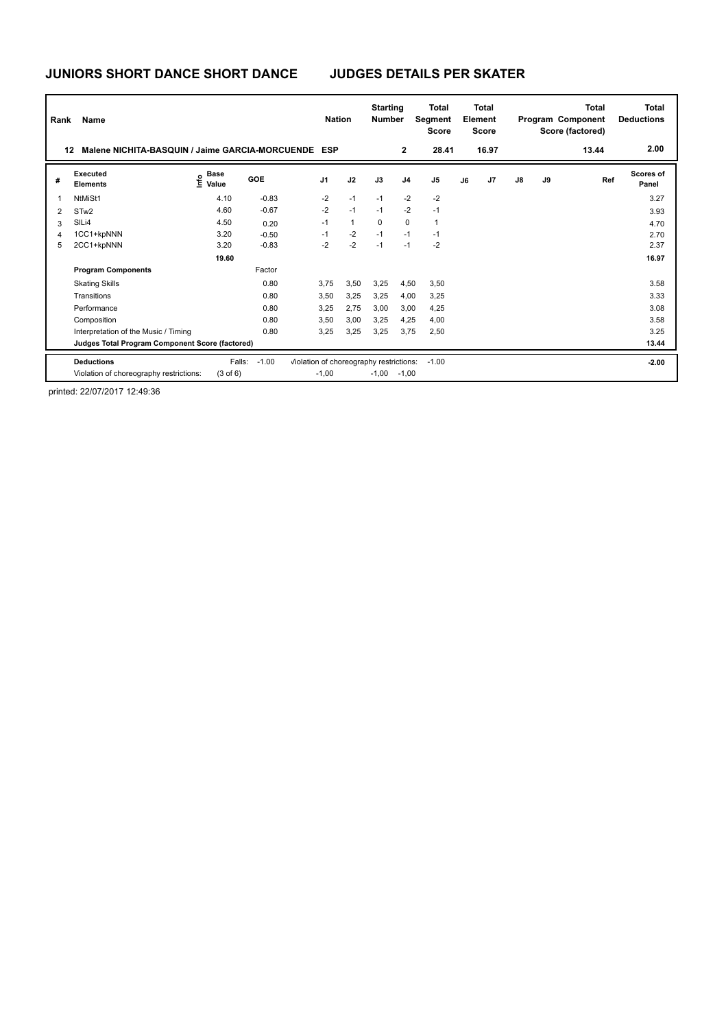# JUNIORS SHORT DANCE SHORT DANCE JUDGES DETAILS PER SKATER

| Rank | Name | Nation | Starting Number | Total Segment Score | Total Element Score | Total Program Component Score (factored) | Total Deductions |
|---|---|---|---|---|---|---|---|
| 12 | Malene NICHITA-BASQUIN / Jaime GARCIA-MORCUENDE | ESP | 2 | 28.41 | 16.97 | 13.44 | 2.00 |

| # | Executed Elements | Info | Base Value | GOE | J1 | J2 | J3 | J4 | J5 | J6 | J7 | J8 | J9 | Ref | Scores of Panel |
|---|---|---|---|---|---|---|---|---|---|---|---|---|---|---|---|
| 1 | NtMiSt1 | | 4.10 | -0.83 | -2 | -1 | -1 | -2 | -2 | | | | | | 3.27 |
| 2 | STw2 | | 4.60 | -0.67 | -2 | -1 | -1 | -2 | -1 | | | | | | 3.93 |
| 3 | SlLi4 | | 4.50 | 0.20 | -1 | 1 | 0 | 0 | 1 | | | | | | 4.70 |
| 4 | 1CC1+kpNNN | | 3.20 | -0.50 | -1 | -2 | -1 | -1 | -1 | | | | | | 2.70 |
| 5 | 2CC1+kpNNN | | 3.20 | -0.83 | -2 | -2 | -1 | -1 | -2 | | | | | | 2.37 |
| | | | 19.60 | | | | | | | | | | | | 16.97 |
| | **Program Components** | | | Factor | | | | | | | | | | | |
| | Skating Skills | | | 0.80 | 3,75 | 3,50 | 3,25 | 4,50 | 3,50 | | | | | | 3.58 |
| | Transitions | | | 0.80 | 3,50 | 3,25 | 3,25 | 4,00 | 3,25 | | | | | | 3.33 |
| | Performance | | | 0.80 | 3,25 | 2,75 | 3,00 | 3,00 | 4,25 | | | | | | 3.08 |
| | Composition | | | 0.80 | 3,50 | 3,00 | 3,25 | 4,25 | 4,00 | | | | | | 3.58 |
| | Interpretation of the Music / Timing | | | 0.80 | 3,25 | 3,25 | 3,25 | 3,75 | 2,50 | | | | | | 3.25 |
| | **Judges Total Program Component Score (factored)** | | | | | | | | | | | | | | 13.44 |
| | **Deductions** | | Falls: | -1.00 | Violation of choreography restrictions: | | | | -1.00 | | | | | | -2.00 |
| | Violation of choreography restrictions: | | (3 of 6) | | -1,00 | | -1,00 | -1,00 | | | | | | | |

printed: 22/07/2017 12:49:36